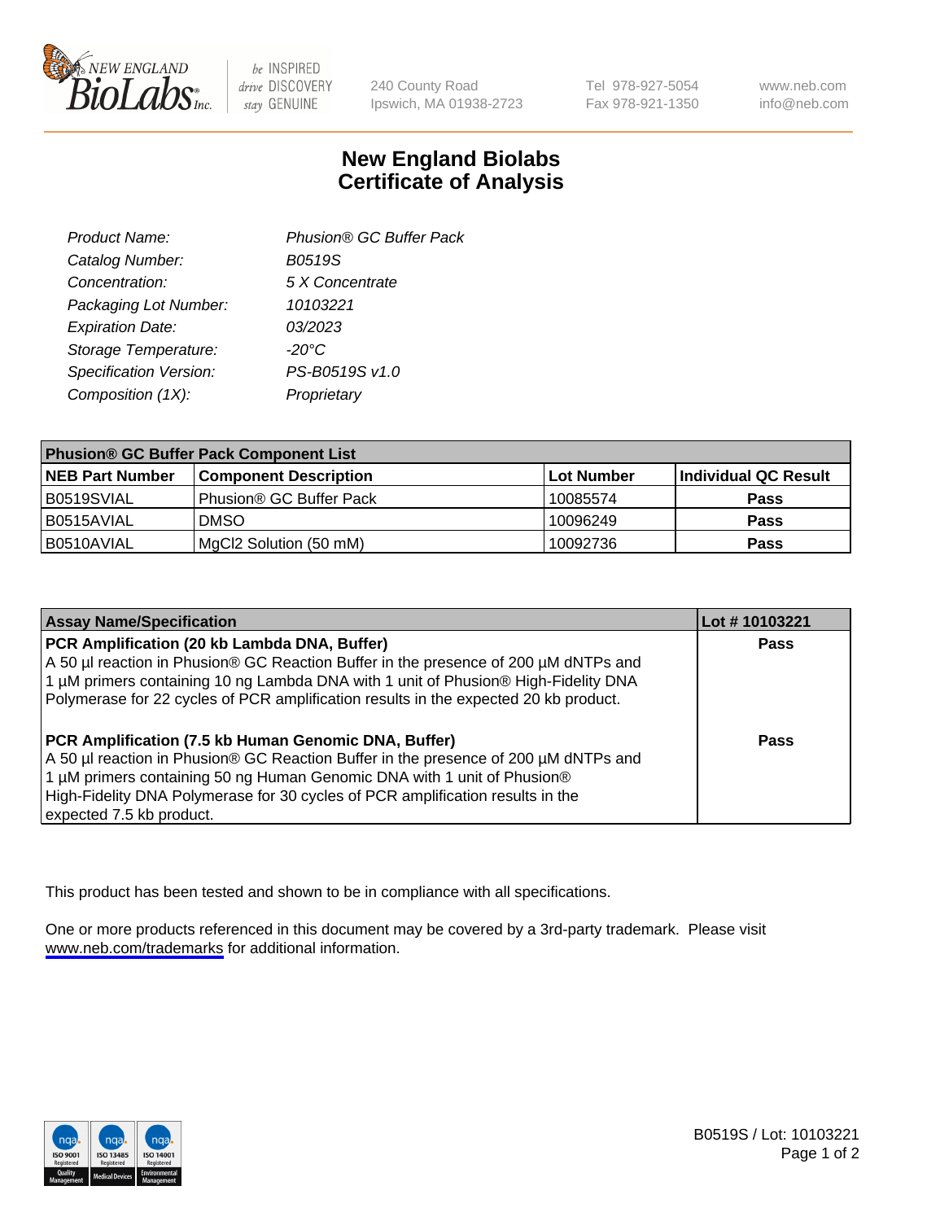NEW ENGLAND BioLabs Inc. — be INSPIRED drive DISCOVERY stay GENUINE

240 County Road
Ipswich, MA 01938-2723

Tel 978-927-5054
Fax 978-921-1350

www.neb.com
info@neb.com

# New England Biolabs
# Certificate of Analysis

| | |
|---|---|
| *Product Name:* | *Phusion® GC Buffer Pack* |
| *Catalog Number:* | *B0519S* |
| *Concentration:* | *5 X Concentrate* |
| *Packaging Lot Number:* | *10103221* |
| *Expiration Date:* | *03/2023* |
| *Storage Temperature:* | *-20°C* |
| *Specification Version:* | *PS-B0519S v1.0* |
| *Composition (1X):* | *Proprietary* |

**Phusion® GC Buffer Pack Component List**

| NEB Part Number | Component Description | Lot Number | Individual QC Result |
|---|---|---|---|
| B0519SVIAL | Phusion® GC Buffer Pack | 10085574 | **Pass** |
| B0515AVIAL | DMSO | 10096249 | **Pass** |
| B0510AVIAL | MgCl2 Solution (50 mM) | 10092736 | **Pass** |

| Assay Name/Specification | Lot # 10103221 |
|---|---|
| **PCR Amplification (20 kb Lambda DNA, Buffer)** A 50 µl reaction in Phusion® GC Reaction Buffer in the presence of 200 µM dNTPs and 1 µM primers containing 10 ng Lambda DNA with 1 unit of Phusion® High-Fidelity DNA Polymerase for 22 cycles of PCR amplification results in the expected 20 kb product. | **Pass** |
| **PCR Amplification (7.5 kb Human Genomic DNA, Buffer)** A 50 µl reaction in Phusion® GC Reaction Buffer in the presence of 200 µM dNTPs and 1 µM primers containing 50 ng Human Genomic DNA with 1 unit of Phusion® High-Fidelity DNA Polymerase for 30 cycles of PCR amplification results in the expected 7.5 kb product. | **Pass** |

This product has been tested and shown to be in compliance with all specifications.

One or more products referenced in this document may be covered by a 3rd-party trademark. Please visit www.neb.com/trademarks for additional information.

B0519S / Lot: 10103221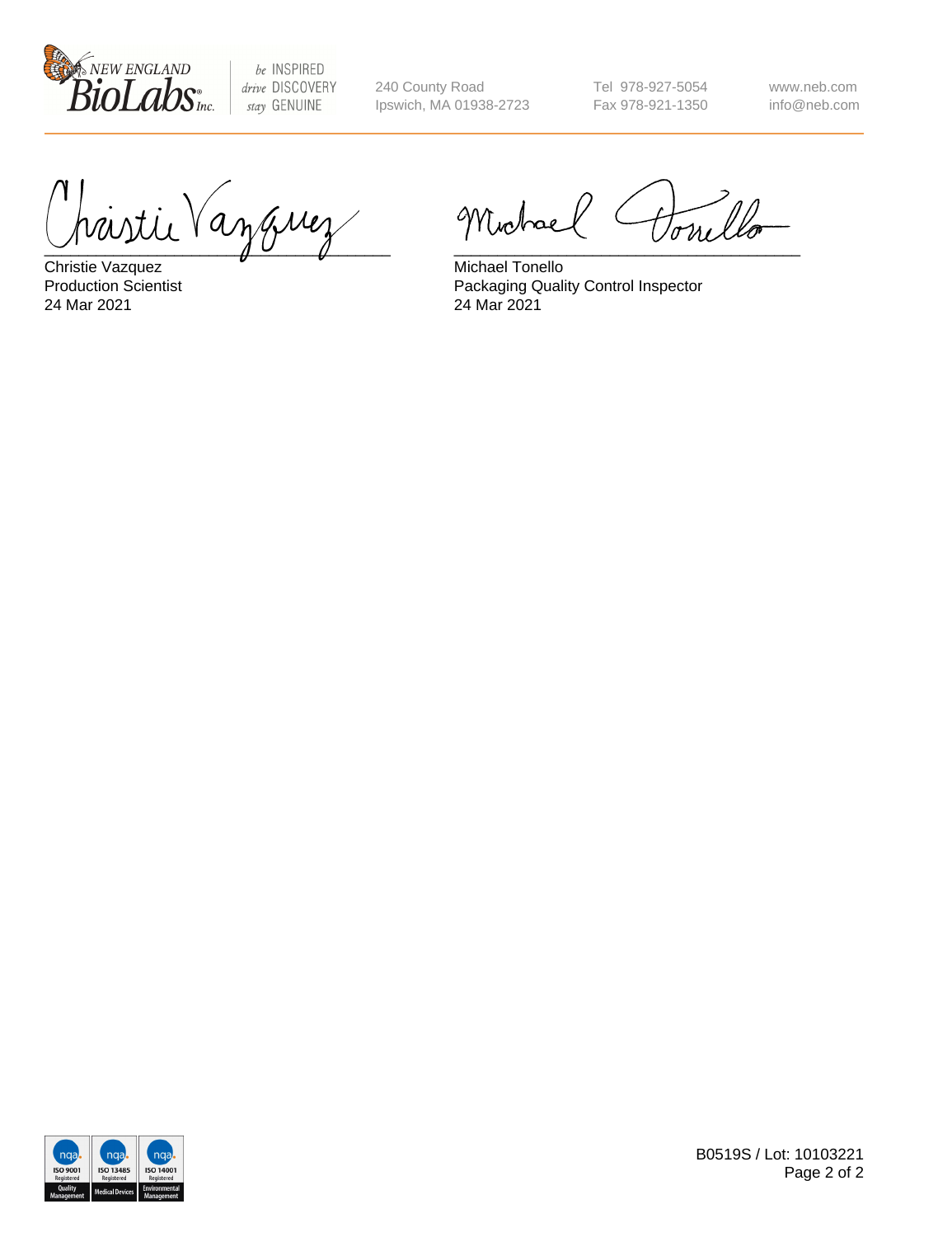be INSPIRED
drive DISCOVERY
stay GENUINE

240 County Road
Ipswich, MA 01938-2723

Tel 978-927-5054
Fax 978-921-1350

www.neb.com
info@neb.com

Christie Vazquez
Production Scientist
24 Mar 2021

Michael Tonello
Packaging Quality Control Inspector
24 Mar 2021

B0519S / Lot: 10103221